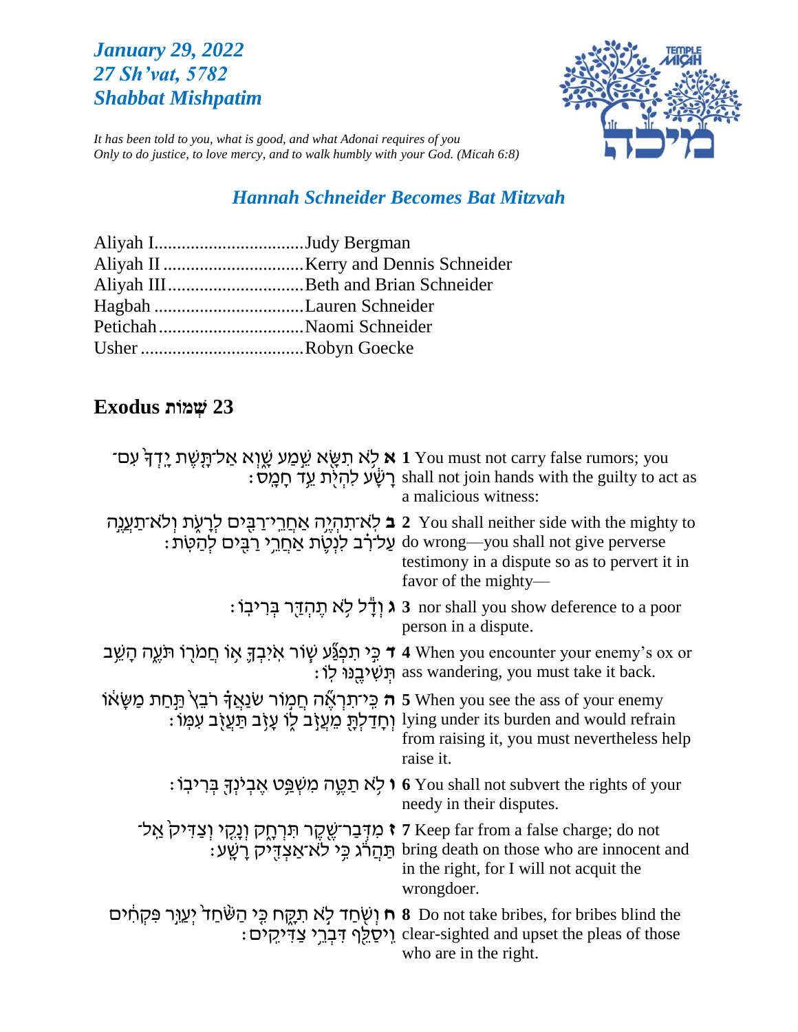***January 29, 2022***
***27 Sh'vat, 5782***
***Shabbat Mishpatim***

*It has been told to you, what is good, and what Adonai requires of you*
*Only to do justice, to love mercy, and to walk humbly with your God. (Micah 6:8)*

## *Hannah Schneider Becomes Bat Mitzvah*

Aliyah I.................................Judy Bergman
Aliyah II ...............................Kerry and Dennis Schneider
Aliyah III..............................Beth and Brian Schneider
Hagbah .................................Lauren Schneider
Petichah................................Naomi Schneider
Usher ....................................Robyn Goecke

## Exodus שְׁמוֹת 23

| | |
|---|---|
| **א** לֹ֥א תִשָּׂ֖א שֵׁ֣מַע שָׁ֑וְא אַל־תָּ֤שֶׁת יָֽדְךָ֙ עִם־רָשָׁ֔ע לִהְיֹ֖ת עֵ֥ד חָמָֽס׃ | **1** You must not carry false rumors; you shall not join hands with the guilty to act as a malicious witness: |
| **ב** לֹא־תִהְיֶ֥ה אַחֲרֵֽי־רַבִּ֖ים לְרָעֹ֑ת וְלֹא־תַעֲנֶ֣ה עַל־רִ֗ב לִנְטֹ֛ת אַחֲרֵ֥י רַבִּ֖ים לְהַטֹּֽת׃ | **2** You shall neither side with the mighty to do wrong—you shall not give perverse testimony in a dispute so as to pervert it in favor of the mighty— |
| **ג** וְדָ֕ל לֹ֥א תֶהְדַּ֖ר בְּרִיבֽוֹ׃ | **3** nor shall you show deference to a poor person in a dispute. |
| **ד** כִּ֣י תִפְגַּ֞ע שׁ֧וֹר אֹֽיִבְךָ֛ א֥וֹ חֲמֹר֖וֹ תֹּעֶ֑ה הָשֵׁ֥ב תְּשִׁיבֶ֖נּוּ לֽוֹ׃ | **4** When you encounter your enemy's ox or ass wandering, you must take it back. |
| **ה** כִּֽי־תִרְאֶ֞ה חֲמ֣וֹר שֹׂנַאֲךָ֗ רֹבֵץ֙ תַּ֣חַת מַשָּׂא֔וֹ וְחָדַלְתָּ֖ מֵעֲזֹ֣ב ל֑וֹ עָזֹ֥ב תַּעֲזֹ֖ב עִמּֽוֹ׃ | **5** When you see the ass of your enemy lying under its burden and would refrain from raising it, you must nevertheless help raise it. |
| **ו** לֹ֥א תַטֶּ֛ה מִשְׁפַּ֥ט אֶבְיֹנְךָ֖ בְּרִיבֽוֹ׃ | **6** You shall not subvert the rights of your needy in their disputes. |
| **ז** מִדְּבַר־שֶׁ֖קֶר תִּרְחָ֑ק וְנָקִ֤י וְצַדִּיק֙ אַל־תַּהֲרֹ֔ג כִּ֥י לֹא־אַצְדִּ֖יק רָשָֽׁע׃ | **7** Keep far from a false charge; do not bring death on those who are innocent and in the right, for I will not acquit the wrongdoer. |
| **ח** וְשֹׁ֖חַד לֹ֣א תִקָּ֑ח כִּ֤י הַשֹּׁ֙חַד֙ יְעַוֵּ֣ר פִּקְחִ֔ים וִֽיסַלֵּ֖ף דִּבְרֵ֥י צַדִּיקִֽים׃ | **8** Do not take bribes, for bribes blind the clear-sighted and upset the pleas of those who are in the right. |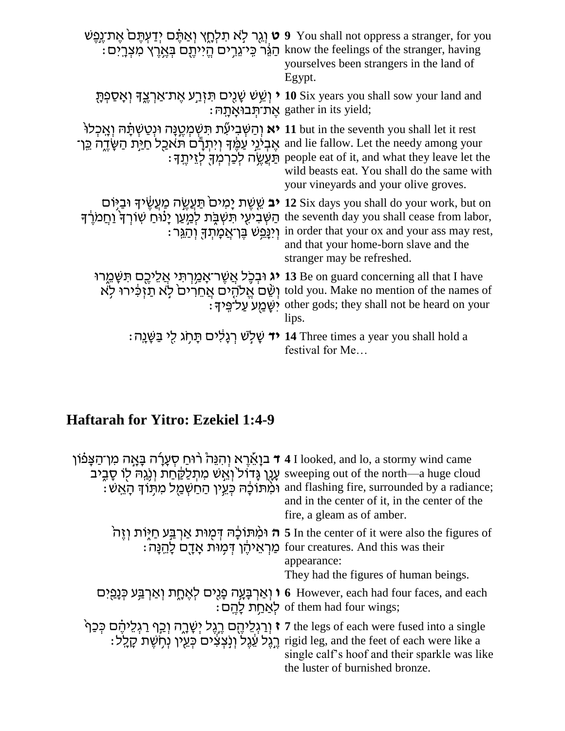| | |
|---|---|
| **ט** וְגֵר לֹא תִלְחָץ וְאַתֶּם יְדַעְתֶּם אֶת־נֶפֶשׁ הַגֵּר כִּי־גֵרִים הֱיִיתֶם בְּאֶרֶץ מִצְרָיִם׃ | **9** You shall not oppress a stranger, for you know the feelings of the stranger, having yourselves been strangers in the land of Egypt. |
| **י** וְשֵׁשׁ שָׁנִים תִּזְרַע אֶת־אַרְצֶךָ וְאָסַפְתָּ אֶת־תְּבוּאָתָהּ׃ | **10** Six years you shall sow your land and gather in its yield; |
| **יא** וְהַשְּׁבִיעִת תִּשְׁמְטֶנָּה וּנְטַשְׁתָּהּ וְאָכְלוּ אֶבְיֹנֵי עַמֶּךָ וְיִתְרָם תֹּאכַל חַיַּת הַשָּׂדֶה כֵּן־תַּעֲשֶׂה לְכַרְמְךָ לְזֵיתֶךָ׃ | **11** but in the seventh you shall let it rest and lie fallow. Let the needy among your people eat of it, and what they leave let the wild beasts eat. You shall do the same with your vineyards and your olive groves. |
| **יב** שֵׁשֶׁת יָמִים תַּעֲשֶׂה מַעֲשֶׂיךָ וּבַיּוֹם הַשְּׁבִיעִי תִּשְׁבֹּת לְמַעַן יָנוּחַ שׁוֹרְךָ וַחֲמֹרֶךָ וְיִנָּפֵשׁ בֶּן־אֲמָתְךָ וְהַגֵּר׃ | **12** Six days you shall do your work, but on the seventh day you shall cease from labor, in order that your ox and your ass may rest, and that your home-born slave and the stranger may be refreshed. |
| **יג** וּבְכֹל אֲשֶׁר־אָמַרְתִּי אֲלֵיכֶם תִּשָּׁמֵרוּ וְשֵׁם אֱלֹהִים אֲחֵרִים לֹא תַזְכִּירוּ לֹא יִשָּׁמַע עַל־פִּיךָ׃ | **13** Be on guard concerning all that I have told you. Make no mention of the names of other gods; they shall not be heard on your lips. |
| **יד** שָׁלֹשׁ רְגָלִים תָּחֹג לִי בַּשָּׁנָה׃ | **14** Three times a year you shall hold a festival for Me… |

## Haftarah for Yitro: Ezekiel 1:4-9

| | |
|---|---|
| **ד** בָאֵרֶא וְהִנֵּה רוּחַ סְעָרָה בָּאָה מִן־הַצָּפוֹן עָנָן גָּדוֹל וְאֵשׁ מִתְלַקַּחַת וְנֹגַהּ לוֹ סָבִיב וּמִתּוֹכָהּ כְּעֵין הַחַשְׁמַל מִתּוֹךְ הָאֵשׁ׃ | **4** I looked, and lo, a stormy wind came sweeping out of the north—a huge cloud and flashing fire, surrounded by a radiance; and in the center of it, in the center of the fire, a gleam as of amber. |
| **ה** וּמִתּוֹכָהּ דְּמוּת אַרְבַּע חַיּוֹת וְזֶה מַרְאֵיהֶן דְּמוּת אָדָם לָהֵנָּה׃ | **5** In the center of it were also the figures of four creatures. And this was their appearance:<br>They had the figures of human beings. |
| **ו** וְאַרְבָּעָה פָנִים לְאֶחָת וְאַרְבַּע כְּנָפַיִם לְאַחַת לָהֶם׃ | **6** However, each had four faces, and each of them had four wings; |
| **ז** וְרַגְלֵיהֶם רֶגֶל יְשָׁרָה וְכַף רַגְלֵיהֶם כְּכַף רֶגֶל עֵגֶל וְנֹצְצִים כְּעֵין נְחֹשֶׁת קָלָל׃ | **7** the legs of each were fused into a single rigid leg, and the feet of each were like a single calf's hoof and their sparkle was like the luster of burnished bronze. |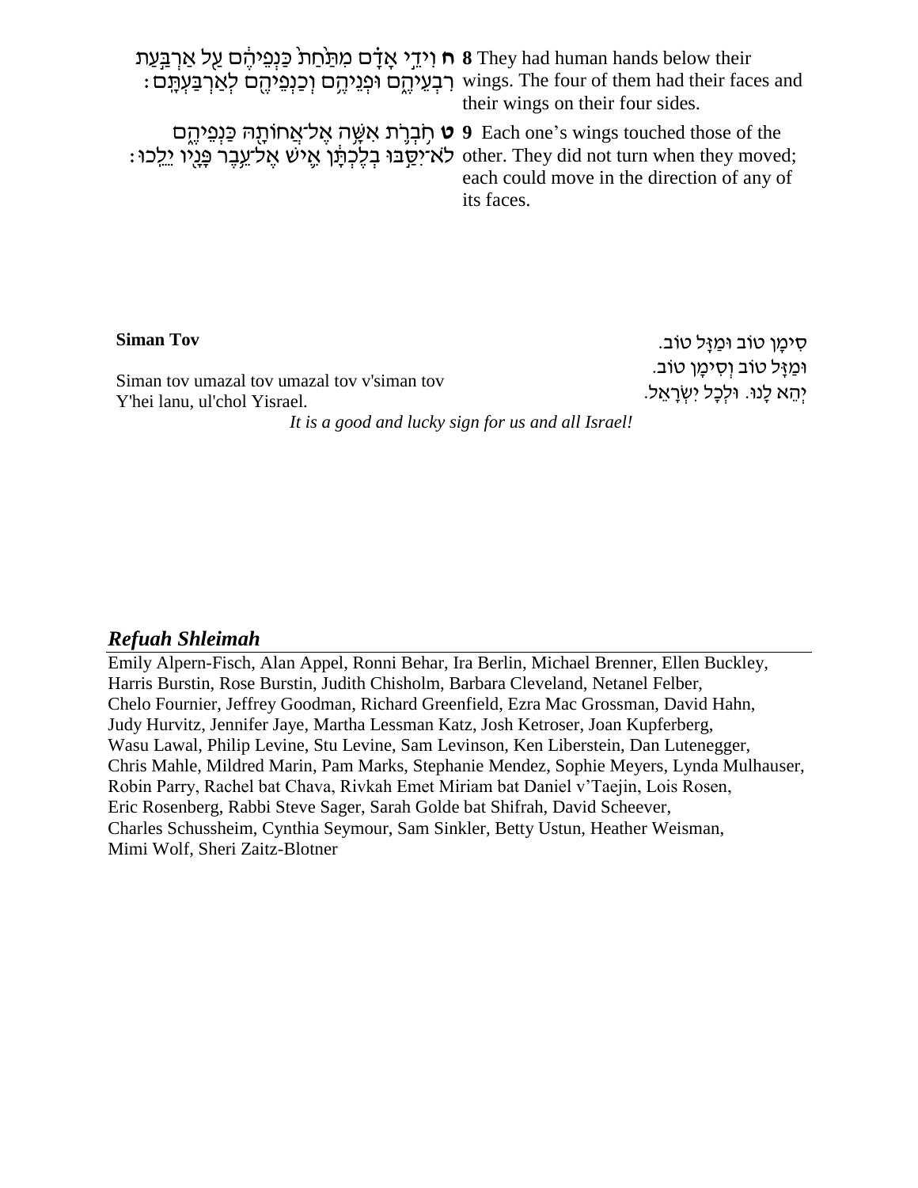ח וִידֵי אָדָם מִתַּ֙חַת֙ כַּנְפֵיהֶ֔ם עַ֖ל אַרְבַּ֣עַת רִבְעֵיהֶ֑ם וּפְנֵיהֶ֥ם וְכַנְפֵיהֶ֖ם לְאַרְבַּעְתָּֽם׃

**8** They had human hands below their wings. The four of them had their faces and their wings on their four sides.

ט חֹֽבְרֹ֛ת אִשָּׁ֥ה אֶל־אֲחוֹתָ֖הּ כַּנְפֵיהֶ֑ם לֹֽא־יִסַּ֣בּוּ בְלֶכְתָּ֔ן אִ֛ישׁ אֶל־עֵ֥בֶר פָּנָ֖יו יֵלֵֽכוּ׃

**9** Each one's wings touched those of the other. They did not turn when they moved; each could move in the direction of any of its faces.

**Siman Tov**

סִימָן טוֹב וּמַזָּל טוֹב.
וּמַזָּל טוֹב וְסִימָן טוֹב.
יְהֵא לָנוּ. וּלְכָל יִשְׂרָאֵל.

Siman tov umazal tov umazal tov v'siman tov
Y'hei lanu, ul'chol Yisrael.

*It is a good and lucky sign for us and all Israel!*

## *Refuah Shleimah*

Emily Alpern-Fisch, Alan Appel, Ronni Behar, Ira Berlin, Michael Brenner, Ellen Buckley, Harris Burstin, Rose Burstin, Judith Chisholm, Barbara Cleveland, Netanel Felber, Chelo Fournier, Jeffrey Goodman, Richard Greenfield, Ezra Mac Grossman, David Hahn, Judy Hurvitz, Jennifer Jaye, Martha Lessman Katz, Josh Ketroser, Joan Kupferberg, Wasu Lawal, Philip Levine, Stu Levine, Sam Levinson, Ken Liberstein, Dan Lutenegger, Chris Mahle, Mildred Marin, Pam Marks, Stephanie Mendez, Sophie Meyers, Lynda Mulhauser, Robin Parry, Rachel bat Chava, Rivkah Emet Miriam bat Daniel v'Taejin, Lois Rosen, Eric Rosenberg, Rabbi Steve Sager, Sarah Golde bat Shifrah, David Scheever, Charles Schussheim, Cynthia Seymour, Sam Sinkler, Betty Ustun, Heather Weisman, Mimi Wolf, Sheri Zaitz-Blotner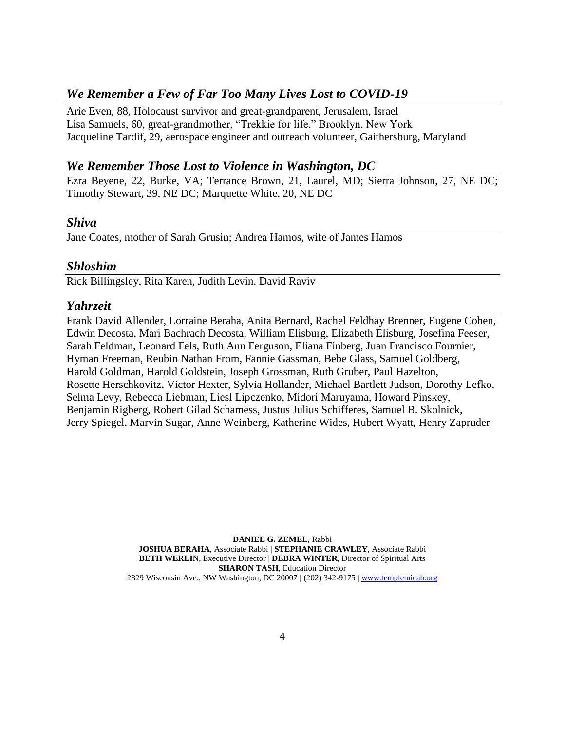## *We Remember a Few of Far Too Many Lives Lost to COVID-19*

Arie Even, 88, Holocaust survivor and great-grandparent, Jerusalem, Israel
Lisa Samuels, 60, great-grandmother, "Trekkie for life," Brooklyn, New York
Jacqueline Tardif, 29, aerospace engineer and outreach volunteer, Gaithersburg, Maryland

## *We Remember Those Lost to Violence in Washington, DC*

Ezra Beyene, 22, Burke, VA; Terrance Brown, 21, Laurel, MD; Sierra Johnson, 27, NE DC; Timothy Stewart, 39, NE DC; Marquette White, 20, NE DC

## *Shiva*

Jane Coates, mother of Sarah Grusin; Andrea Hamos, wife of James Hamos

## *Shloshim*

Rick Billingsley, Rita Karen, Judith Levin, David Raviv

## *Yahrzeit*

Frank David Allender, Lorraine Beraha, Anita Bernard, Rachel Feldhay Brenner, Eugene Cohen, Edwin Decosta, Mari Bachrach Decosta, William Elisburg, Elizabeth Elisburg, Josefina Feeser, Sarah Feldman, Leonard Fels, Ruth Ann Ferguson, Eliana Finberg, Juan Francisco Fournier, Hyman Freeman, Reubin Nathan From, Fannie Gassman, Bebe Glass, Samuel Goldberg, Harold Goldman, Harold Goldstein, Joseph Grossman, Ruth Gruber, Paul Hazelton, Rosette Herschkovitz, Victor Hexter, Sylvia Hollander, Michael Bartlett Judson, Dorothy Lefko, Selma Levy, Rebecca Liebman, Liesl Lipczenko, Midori Maruyama, Howard Pinskey, Benjamin Rigberg, Robert Gilad Schamess, Justus Julius Schifferes, Samuel B. Skolnick, Jerry Spiegel, Marvin Sugar, Anne Weinberg, Katherine Wides, Hubert Wyatt, Henry Zapruder

**DANIEL G. ZEMEL**, Rabbi
**JOSHUA BERAHA**, Associate Rabbi | **STEPHANIE CRAWLEY**, Associate Rabbi
**BETH WERLIN**, Executive Director | **DEBRA WINTER**, Director of Spiritual Arts
**SHARON TASH**, Education Director
2829 Wisconsin Ave., NW Washington, DC 20007 | (202) 342-9175 | www.templemicah.org